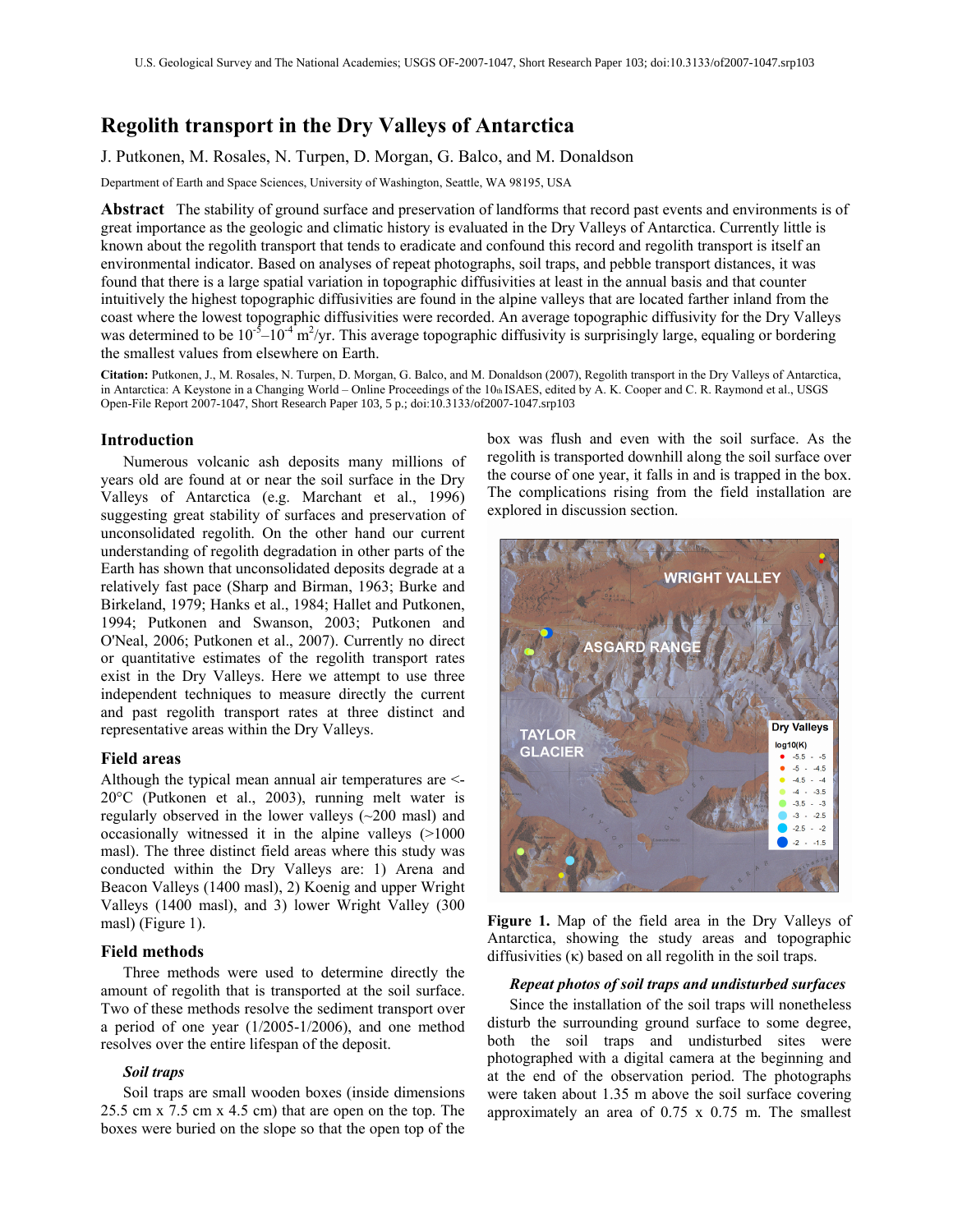# Regolith transport in the Dry Valleys of Antarctica

J. Putkonen, M. Rosales, N. Turpen, D. Morgan, G. Balco, and M. Donaldson

Department of Earth and Space Sciences, University of Washington, Seattle, WA 98195, USA

**Abstract** The stability of ground surface and preservation of landforms that record past events and environments is of great importance as the geologic and climatic history is evaluated in the Dry Valleys of Antarctica. Currently little is known about the regolith transport that tends to eradicate and confound this record and regolith transport is itself an environmental indicator. Based on analyses of repeat photographs, soil traps, and pebble transport distances, it was found that there is a large spatial variation in topographic diffusivities at least in the annual basis and that counter intuitively the highest topographic diffusivities are found in the alpine valleys that are located farther inland from the coast where the lowest topographic diffusivities were recorded. An average topographic diffusivity for the Dry Valleys was determined to be $10^{-5}$–$10^{-4}$ $m^2$/yr. This average topographic diffusivity is surprisingly large, equaling or bordering the smallest values from elsewhere on Earth.

**Citation:** Putkonen, J., M. Rosales, N. Turpen, D. Morgan, G. Balco, and M. Donaldson (2007), Regolith transport in the Dry Valleys of Antarctica, in Antarctica: A Keystone in a Changing World – Online Proceedings of the 10th ISAES, edited by A. K. Cooper and C. R. Raymond et al., USGS Open-File Report 2007-1047, Short Research Paper 103, 5 p.; doi:10.3133/of2007-1047.srp103

## Introduction

Numerous volcanic ash deposits many millions of years old are found at or near the soil surface in the Dry Valleys of Antarctica (e.g. Marchant et al., 1996) suggesting great stability of surfaces and preservation of unconsolidated regolith. On the other hand our current understanding of regolith degradation in other parts of the Earth has shown that unconsolidated deposits degrade at a relatively fast pace (Sharp and Birman, 1963; Burke and Birkeland, 1979; Hanks et al., 1984; Hallet and Putkonen, 1994; Putkonen and Swanson, 2003; Putkonen and O'Neal, 2006; Putkonen et al., 2007). Currently no direct or quantitative estimates of the regolith transport rates exist in the Dry Valleys. Here we attempt to use three independent techniques to measure directly the current and past regolith transport rates at three distinct and representative areas within the Dry Valleys.

## Field areas

Although the typical mean annual air temperatures are <-20°C (Putkonen et al., 2003), running melt water is regularly observed in the lower valleys (~200 masl) and occasionally witnessed it in the alpine valleys (>1000 masl). The three distinct field areas where this study was conducted within the Dry Valleys are: 1) Arena and Beacon Valleys (1400 masl), 2) Koenig and upper Wright Valleys (1400 masl), and 3) lower Wright Valley (300 masl) (Figure 1).

## Field methods

Three methods were used to determine directly the amount of regolith that is transported at the soil surface. Two of these methods resolve the sediment transport over a period of one year (1/2005-1/2006), and one method resolves over the entire lifespan of the deposit.

### *Soil traps*

Soil traps are small wooden boxes (inside dimensions 25.5 cm x 7.5 cm x 4.5 cm) that are open on the top. The boxes were buried on the slope so that the open top of the box was flush and even with the soil surface. As the regolith is transported downhill along the soil surface over the course of one year, it falls in and is trapped in the box. The complications rising from the field installation are explored in discussion section.

**Figure 1.** Map of the field area in the Dry Valleys of Antarctica, showing the study areas and topographic diffusivities (κ) based on all regolith in the soil traps.

### *Repeat photos of soil traps and undisturbed surfaces*

Since the installation of the soil traps will nonetheless disturb the surrounding ground surface to some degree, both the soil traps and undisturbed sites were photographed with a digital camera at the beginning and at the end of the observation period. The photographs were taken about 1.35 m above the soil surface covering approximately an area of 0.75 x 0.75 m. The smallest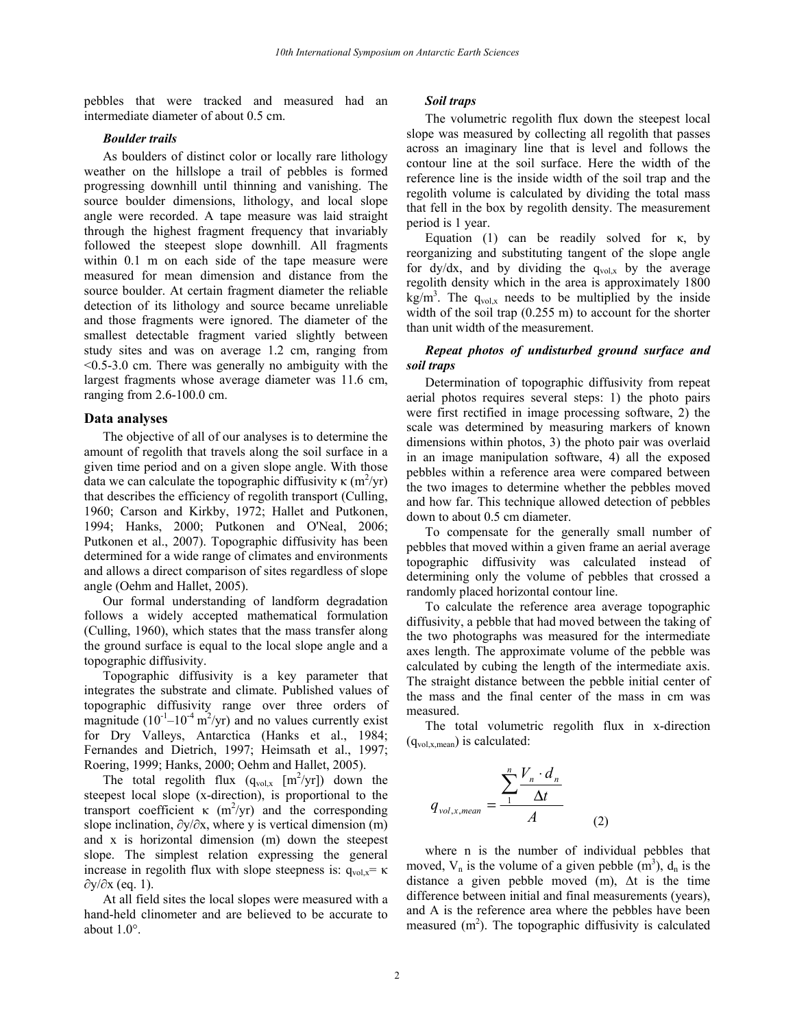pebbles that were tracked and measured had an intermediate diameter of about 0.5 cm.

### *Boulder trails*

As boulders of distinct color or locally rare lithology weather on the hillslope a trail of pebbles is formed progressing downhill until thinning and vanishing. The source boulder dimensions, lithology, and local slope angle were recorded. A tape measure was laid straight through the highest fragment frequency that invariably followed the steepest slope downhill. All fragments within 0.1 m on each side of the tape measure were measured for mean dimension and distance from the source boulder. At certain fragment diameter the reliable detection of its lithology and source became unreliable and those fragments were ignored. The diameter of the smallest detectable fragment varied slightly between study sites and was on average 1.2 cm, ranging from <0.5-3.0 cm. There was generally no ambiguity with the largest fragments whose average diameter was 11.6 cm, ranging from 2.6-100.0 cm.

## Data analyses

The objective of all of our analyses is to determine the amount of regolith that travels along the soil surface in a given time period and on a given slope angle. With those data we can calculate the topographic diffusivity κ ($m^2$/yr) that describes the efficiency of regolith transport (Culling, 1960; Carson and Kirkby, 1972; Hallet and Putkonen, 1994; Hanks, 2000; Putkonen and O'Neal, 2006; Putkonen et al., 2007). Topographic diffusivity has been determined for a wide range of climates and environments and allows a direct comparison of sites regardless of slope angle (Oehm and Hallet, 2005).

Our formal understanding of landform degradation follows a widely accepted mathematical formulation (Culling, 1960), which states that the mass transfer along the ground surface is equal to the local slope angle and a topographic diffusivity.

Topographic diffusivity is a key parameter that integrates the substrate and climate. Published values of topographic diffusivity range over three orders of magnitude ($10^{-1}$–$10^{-4}$ $m^2$/yr) and no values currently exist for Dry Valleys, Antarctica (Hanks et al., 1984; Fernandes and Dietrich, 1997; Heimsath et al., 1997; Roering, 1999; Hanks, 2000; Oehm and Hallet, 2005).

The total regolith flux ($q_{vol,x}$ [$m^2$/yr]) down the steepest local slope (x-direction), is proportional to the transport coefficient κ ($m^2$/yr) and the corresponding slope inclination, $\partial y/\partial x$, where y is vertical dimension (m) and x is horizontal dimension (m) down the steepest slope. The simplest relation expressing the general increase in regolith flux with slope steepness is: $q_{vol,x} = \kappa \, \partial y/\partial x$ (eq. 1).

At all field sites the local slopes were measured with a hand-held clinometer and are believed to be accurate to about 1.0°.

### *Soil traps*

The volumetric regolith flux down the steepest local slope was measured by collecting all regolith that passes across an imaginary line that is level and follows the contour line at the soil surface. Here the width of the reference line is the inside width of the soil trap and the regolith volume is calculated by dividing the total mass that fell in the box by regolith density. The measurement period is 1 year.

Equation (1) can be readily solved for κ, by reorganizing and substituting tangent of the slope angle for dy/dx, and by dividing the $q_{vol,x}$ by the average regolith density which in the area is approximately 1800 $kg/m^3$. The $q_{vol,x}$ needs to be multiplied by the inside width of the soil trap (0.255 m) to account for the shorter than unit width of the measurement.

### *Repeat photos of undisturbed ground surface and soil traps*

Determination of topographic diffusivity from repeat aerial photos requires several steps: 1) the photo pairs were first rectified in image processing software, 2) the scale was determined by measuring markers of known dimensions within photos, 3) the photo pair was overlaid in an image manipulation software, 4) all the exposed pebbles within a reference area were compared between the two images to determine whether the pebbles moved and how far. This technique allowed detection of pebbles down to about 0.5 cm diameter.

To compensate for the generally small number of pebbles that moved within a given frame an aerial average topographic diffusivity was calculated instead of determining only the volume of pebbles that crossed a randomly placed horizontal contour line.

To calculate the reference area average topographic diffusivity, a pebble that had moved between the taking of the two photographs was measured for the intermediate axes length. The approximate volume of the pebble was calculated by cubing the length of the intermediate axis. The straight distance between the pebble initial center of the mass and the final center of the mass in cm was measured.

The total volumetric regolith flux in x-direction ($q_{vol,x,mean}$) is calculated:

$$q_{vol,x,mean} = \frac{\sum_{1}^{n} \frac{V_n \cdot d_n}{\Delta t}}{A} \quad (2)$$

where n is the number of individual pebbles that moved, $V_n$ is the volume of a given pebble ($m^3$), $d_n$ is the distance a given pebble moved (m), Δt is the time difference between initial and final measurements (years), and A is the reference area where the pebbles have been measured ($m^2$). The topographic diffusivity is calculated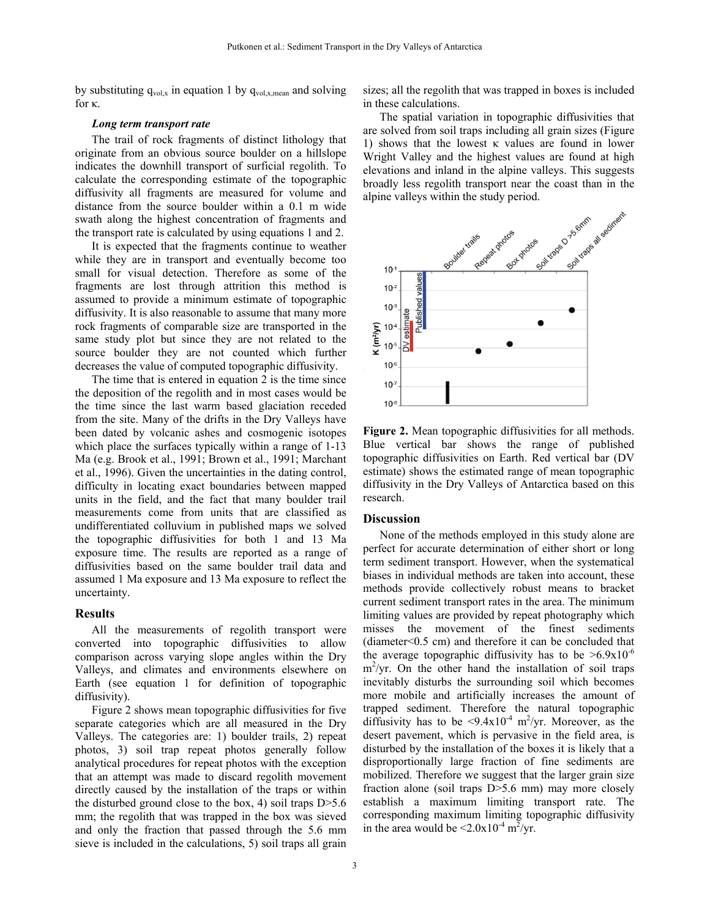by substituting $q_{vol,x}$ in equation 1 by $q_{vol,x,mean}$ and solving for κ.

### *Long term transport rate*

The trail of rock fragments of distinct lithology that originate from an obvious source boulder on a hillslope indicates the downhill transport of surficial regolith. To calculate the corresponding estimate of the topographic diffusivity all fragments are measured for volume and distance from the source boulder within a 0.1 m wide swath along the highest concentration of fragments and the transport rate is calculated by using equations 1 and 2.

It is expected that the fragments continue to weather while they are in transport and eventually become too small for visual detection. Therefore as some of the fragments are lost through attrition this method is assumed to provide a minimum estimate of topographic diffusivity. It is also reasonable to assume that many more rock fragments of comparable size are transported in the same study plot but since they are not related to the source boulder they are not counted which further decreases the value of computed topographic diffusivity.

The time that is entered in equation 2 is the time since the deposition of the regolith and in most cases would be the time since the last warm based glaciation receded from the site. Many of the drifts in the Dry Valleys have been dated by volcanic ashes and cosmogenic isotopes which place the surfaces typically within a range of 1-13 Ma (e.g. Brook et al., 1991; Brown et al., 1991; Marchant et al., 1996). Given the uncertainties in the dating control, difficulty in locating exact boundaries between mapped units in the field, and the fact that many boulder trail measurements come from units that are classified as undifferentiated colluvium in published maps we solved the topographic diffusivities for both 1 and 13 Ma exposure time. The results are reported as a range of diffusivities based on the same boulder trail data and assumed 1 Ma exposure and 13 Ma exposure to reflect the uncertainty.

## Results

All the measurements of regolith transport were converted into topographic diffusivities to allow comparison across varying slope angles within the Dry Valleys, and climates and environments elsewhere on Earth (see equation 1 for definition of topographic diffusivity).

Figure 2 shows mean topographic diffusivities for five separate categories which are all measured in the Dry Valleys. The categories are: 1) boulder trails, 2) repeat photos, 3) soil trap repeat photos generally follow analytical procedures for repeat photos with the exception that an attempt was made to discard regolith movement directly caused by the installation of the traps or within the disturbed ground close to the box, 4) soil traps D>5.6 mm; the regolith that was trapped in the box was sieved and only the fraction that passed through the 5.6 mm sieve is included in the calculations, 5) soil traps all grain sizes; all the regolith that was trapped in boxes is included in these calculations.

The spatial variation in topographic diffusivities that are solved from soil traps including all grain sizes (Figure 1) shows that the lowest κ values are found in lower Wright Valley and the highest values are found at high elevations and inland in the alpine valleys. This suggests broadly less regolith transport near the coast than in the alpine valleys within the study period.

**Figure 2.** Mean topographic diffusivities for all methods. Blue vertical bar shows the range of published topographic diffusivities on Earth. Red vertical bar (DV estimate) shows the estimated range of mean topographic diffusivity in the Dry Valleys of Antarctica based on this research.

## Discussion

None of the methods employed in this study alone are perfect for accurate determination of either short or long term sediment transport. However, when the systematical biases in individual methods are taken into account, these methods provide collectively robust means to bracket current sediment transport rates in the area. The minimum limiting values are provided by repeat photography which misses the movement of the finest sediments (diameter<0.5 cm) and therefore it can be concluded that the average topographic diffusivity has to be $>6.9\times10^{-6}$ $m^2$/yr. On the other hand the installation of soil traps inevitably disturbs the surrounding soil which becomes more mobile and artificially increases the amount of trapped sediment. Therefore the natural topographic diffusivity has to be $<9.4\times10^{-4}$ $m^2$/yr. Moreover, as the desert pavement, which is pervasive in the field area, is disturbed by the installation of the boxes it is likely that a disproportionally large fraction of fine sediments are mobilized. Therefore we suggest that the larger grain size fraction alone (soil traps D>5.6 mm) may more closely establish a maximum limiting transport rate. The corresponding maximum limiting topographic diffusivity in the area would be $<2.0\times10^{-4}$ $m^2$/yr.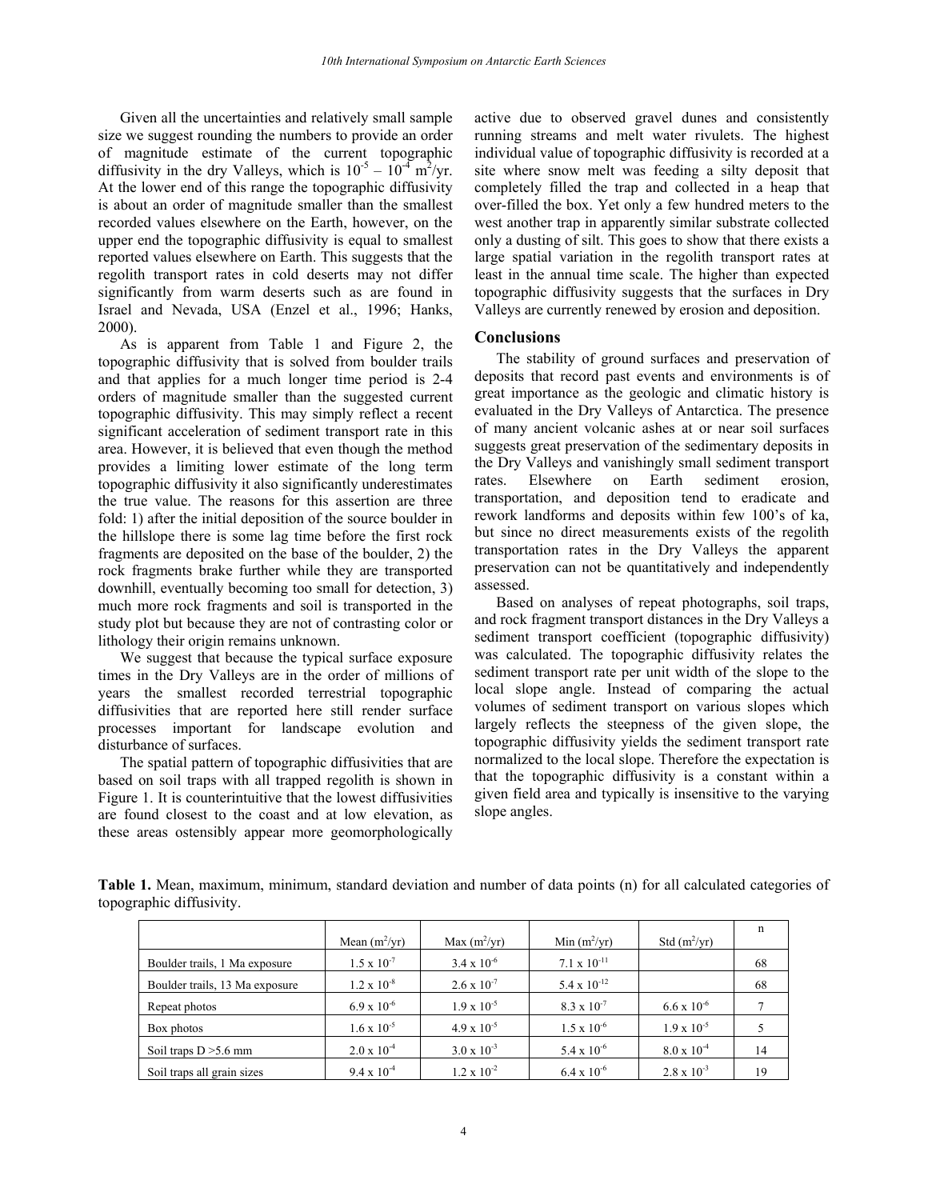Given all the uncertainties and relatively small sample size we suggest rounding the numbers to provide an order of magnitude estimate of the current topographic diffusivity in the dry Valleys, which is $10^{-5} - 10^{-4}$ $m^2$/yr. At the lower end of this range the topographic diffusivity is about an order of magnitude smaller than the smallest recorded values elsewhere on the Earth, however, on the upper end the topographic diffusivity is equal to smallest reported values elsewhere on Earth. This suggests that the regolith transport rates in cold deserts may not differ significantly from warm deserts such as are found in Israel and Nevada, USA (Enzel et al., 1996; Hanks, 2000).

As is apparent from Table 1 and Figure 2, the topographic diffusivity that is solved from boulder trails and that applies for a much longer time period is 2-4 orders of magnitude smaller than the suggested current topographic diffusivity. This may simply reflect a recent significant acceleration of sediment transport rate in this area. However, it is believed that even though the method provides a limiting lower estimate of the long term topographic diffusivity it also significantly underestimates the true value. The reasons for this assertion are three fold: 1) after the initial deposition of the source boulder in the hillslope there is some lag time before the first rock fragments are deposited on the base of the boulder, 2) the rock fragments brake further while they are transported downhill, eventually becoming too small for detection, 3) much more rock fragments and soil is transported in the study plot but because they are not of contrasting color or lithology their origin remains unknown.

We suggest that because the typical surface exposure times in the Dry Valleys are in the order of millions of years the smallest recorded terrestrial topographic diffusivities that are reported here still render surface processes important for landscape evolution and disturbance of surfaces.

The spatial pattern of topographic diffusivities that are based on soil traps with all trapped regolith is shown in Figure 1. It is counterintuitive that the lowest diffusivities are found closest to the coast and at low elevation, as these areas ostensibly appear more geomorphologically active due to observed gravel dunes and consistently running streams and melt water rivulets. The highest individual value of topographic diffusivity is recorded at a site where snow melt was feeding a silty deposit that completely filled the trap and collected in a heap that over-filled the box. Yet only a few hundred meters to the west another trap in apparently similar substrate collected only a dusting of silt. This goes to show that there exists a large spatial variation in the regolith transport rates at least in the annual time scale. The higher than expected topographic diffusivity suggests that the surfaces in Dry Valleys are currently renewed by erosion and deposition.

## Conclusions

The stability of ground surfaces and preservation of deposits that record past events and environments is of great importance as the geologic and climatic history is evaluated in the Dry Valleys of Antarctica. The presence of many ancient volcanic ashes at or near soil surfaces suggests great preservation of the sedimentary deposits in the Dry Valleys and vanishingly small sediment transport rates. Elsewhere on Earth sediment erosion, transportation, and deposition tend to eradicate and rework landforms and deposits within few 100's of ka, but since no direct measurements exists of the regolith transportation rates in the Dry Valleys the apparent preservation can not be quantitatively and independently assessed.

Based on analyses of repeat photographs, soil traps, and rock fragment transport distances in the Dry Valleys a sediment transport coefficient (topographic diffusivity) was calculated. The topographic diffusivity relates the sediment transport rate per unit width of the slope to the local slope angle. Instead of comparing the actual volumes of sediment transport on various slopes which largely reflects the steepness of the given slope, the topographic diffusivity yields the sediment transport rate normalized to the local slope. Therefore the expectation is that the topographic diffusivity is a constant within a given field area and typically is insensitive to the varying slope angles.

**Table 1.** Mean, maximum, minimum, standard deviation and number of data points (n) for all calculated categories of topographic diffusivity.

| | Mean ($m^2$/yr) | Max ($m^2$/yr) | Min ($m^2$/yr) | Std ($m^2$/yr) | n |
|---|---|---|---|---|---|
| Boulder trails, 1 Ma exposure | $1.5 \times 10^{-7}$ | $3.4 \times 10^{-6}$ | $7.1 \times 10^{-11}$ | | 68 |
| Boulder trails, 13 Ma exposure | $1.2 \times 10^{-8}$ | $2.6 \times 10^{-7}$ | $5.4 \times 10^{-12}$ | | 68 |
| Repeat photos | $6.9 \times 10^{-6}$ | $1.9 \times 10^{-5}$ | $8.3 \times 10^{-7}$ | $6.6 \times 10^{-6}$ | 7 |
| Box photos | $1.6 \times 10^{-5}$ | $4.9 \times 10^{-5}$ | $1.5 \times 10^{-6}$ | $1.9 \times 10^{-5}$ | 5 |
| Soil traps D >5.6 mm | $2.0 \times 10^{-4}$ | $3.0 \times 10^{-3}$ | $5.4 \times 10^{-6}$ | $8.0 \times 10^{-4}$ | 14 |
| Soil traps all grain sizes | $9.4 \times 10^{-4}$ | $1.2 \times 10^{-2}$ | $6.4 \times 10^{-6}$ | $2.8 \times 10^{-3}$ | 19 |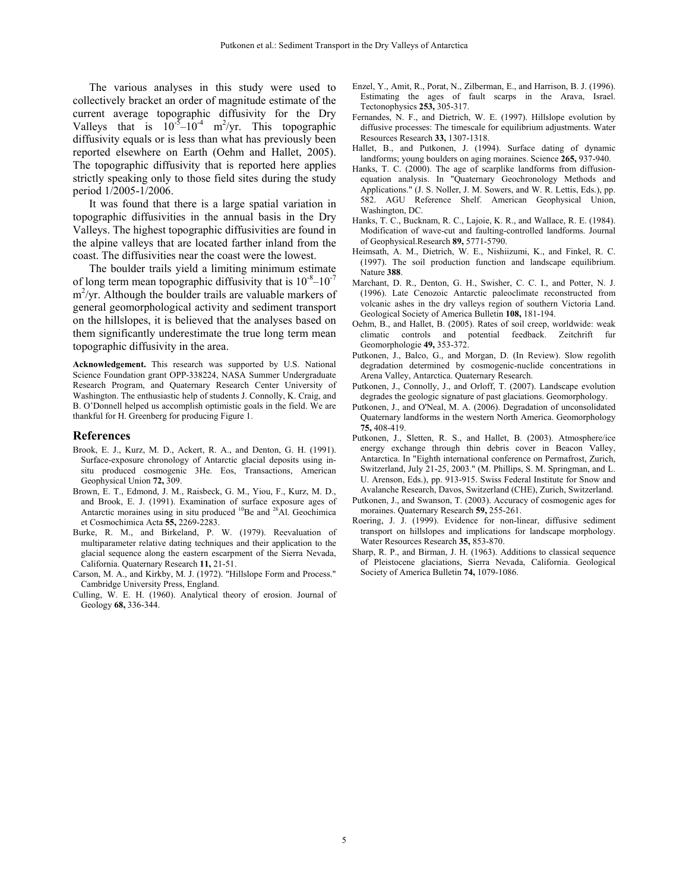The various analyses in this study were used to collectively bracket an order of magnitude estimate of the current average topographic diffusivity for the Dry Valleys that is $10^{-5}$–$10^{-4}$ $m^2$/yr. This topographic diffusivity equals or is less than what has previously been reported elsewhere on Earth (Oehm and Hallet, 2005). The topographic diffusivity that is reported here applies strictly speaking only to those field sites during the study period 1/2005-1/2006.

It was found that there is a large spatial variation in topographic diffusivities in the annual basis in the Dry Valleys. The highest topographic diffusivities are found in the alpine valleys that are located farther inland from the coast. The diffusivities near the coast were the lowest.

The boulder trails yield a limiting minimum estimate of long term mean topographic diffusivity that is $10^{-8}$–$10^{-7}$ $m^2$/yr. Although the boulder trails are valuable markers of general geomorphological activity and sediment transport on the hillslopes, it is believed that the analyses based on them significantly underestimate the true long term mean topographic diffusivity in the area.

**Acknowledgement.** This research was supported by U.S. National Science Foundation grant OPP-338224, NASA Summer Undergraduate Research Program, and Quaternary Research Center University of Washington. The enthusiastic help of students J. Connolly, K. Craig, and B. O'Donnell helped us accomplish optimistic goals in the field. We are thankful for H. Greenberg for producing Figure 1.

## References

Brook, E. J., Kurz, M. D., Ackert, R. A., and Denton, G. H. (1991). Surface-exposure chronology of Antarctic glacial deposits using in-situ produced cosmogenic 3He. Eos, Transactions, American Geophysical Union **72,** 309.

Brown, E. T., Edmond, J. M., Raisbeck, G. M., Yiou, F., Kurz, M. D., and Brook, E. J. (1991). Examination of surface exposure ages of Antarctic moraines using in situ produced $^{10}$Be and $^{26}$Al. Geochimica et Cosmochimica Acta **55,** 2269-2283.

Burke, R. M., and Birkeland, P. W. (1979). Reevaluation of multiparameter relative dating techniques and their application to the glacial sequence along the eastern escarpment of the Sierra Nevada, California. Quaternary Research **11,** 21-51.

Carson, M. A., and Kirkby, M. J. (1972). "Hillslope Form and Process." Cambridge University Press, England.

Culling, W. E. H. (1960). Analytical theory of erosion. Journal of Geology **68,** 336-344.

Enzel, Y., Amit, R., Porat, N., Zilberman, E., and Harrison, B. J. (1996). Estimating the ages of fault scarps in the Arava, Israel. Tectonophysics **253,** 305-317.

Fernandes, N. F., and Dietrich, W. E. (1997). Hillslope evolution by diffusive processes: The timescale for equilibrium adjustments. Water Resources Research **33,** 1307-1318.

Hallet, B., and Putkonen, J. (1994). Surface dating of dynamic landforms; young boulders on aging moraines. Science **265,** 937-940.

Hanks, T. C. (2000). The age of scarplike landforms from diffusion-equation analysis. In "Quaternary Geochronology Methods and Applications." (J. S. Noller, J. M. Sowers, and W. R. Lettis, Eds.), pp. 582. AGU Reference Shelf. American Geophysical Union, Washington, DC.

Hanks, T. C., Bucknam, R. C., Lajoie, K. R., and Wallace, R. E. (1984). Modification of wave-cut and faulting-controlled landforms. Journal of Geophysical.Research **89,** 5771-5790.

Heimsath, A. M., Dietrich, W. E., Nishiizumi, K., and Finkel, R. C. (1997). The soil production function and landscape equilibrium. Nature **388**.

Marchant, D. R., Denton, G. H., Swisher, C. C. I., and Potter, N. J. (1996). Late Cenozoic Antarctic paleoclimate reconstructed from volcanic ashes in the dry valleys region of southern Victoria Land. Geological Society of America Bulletin **108,** 181-194.

Oehm, B., and Hallet, B. (2005). Rates of soil creep, worldwide: weak climatic controls and potential feedback. Zeitchrift fur Geomorphologie **49,** 353-372.

Putkonen, J., Balco, G., and Morgan, D. (In Review). Slow regolith degradation determined by cosmogenic-nuclide concentrations in Arena Valley, Antarctica. Quaternary Research.

Putkonen, J., Connolly, J., and Orloff, T. (2007). Landscape evolution degrades the geologic signature of past glaciations. Geomorphology.

Putkonen, J., and O'Neal, M. A. (2006). Degradation of unconsolidated Quaternary landforms in the western North America. Geomorphology **75,** 408-419.

Putkonen, J., Sletten, R. S., and Hallet, B. (2003). Atmosphere/ice energy exchange through thin debris cover in Beacon Valley, Antarctica. In "Eighth international conference on Permafrost, Zurich, Switzerland, July 21-25, 2003." (M. Phillips, S. M. Springman, and L. U. Arenson, Eds.), pp. 913-915. Swiss Federal Institute for Snow and Avalanche Research, Davos, Switzerland (CHE), Zurich, Switzerland.

Putkonen, J., and Swanson, T. (2003). Accuracy of cosmogenic ages for moraines. Quaternary Research **59,** 255-261.

Roering, J. J. (1999). Evidence for non-linear, diffusive sediment transport on hillslopes and implications for landscape morphology. Water Resources Research **35,** 853-870.

Sharp, R. P., and Birman, J. H. (1963). Additions to classical sequence of Pleistocene glaciations, Sierra Nevada, California. Geological Society of America Bulletin **74,** 1079-1086.